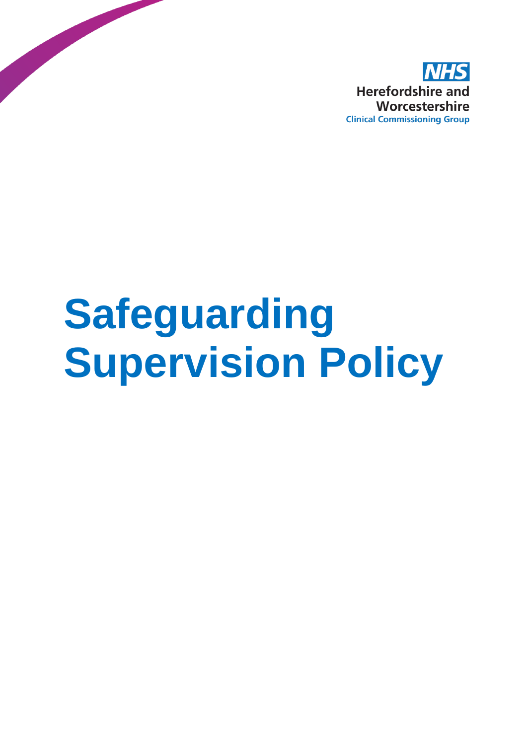NHS

Herefordshire and Worcestershire

Clinical Commissioning Group

# Safeguarding Supervision Policy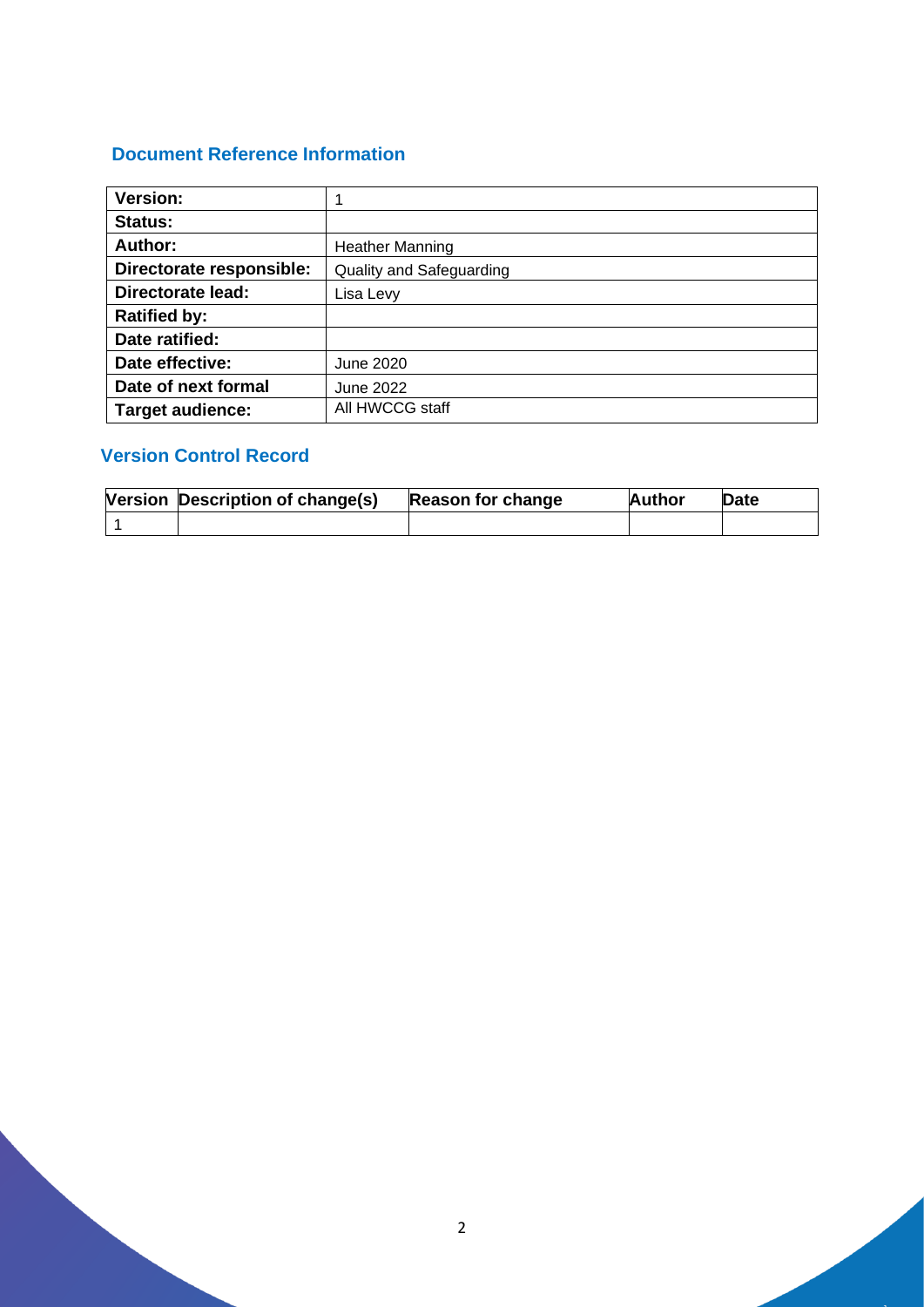## Document Reference Information

| Version: | 1 |
|---|---|
| Status: | |
| Author: | Heather Manning |
| Directorate responsible: | Quality and Safeguarding |
| Directorate lead: | Lisa Levy |
| Ratified by: | |
| Date ratified: | |
| Date effective: | June 2020 |
| Date of next formal | June 2022 |
| Target audience: | All HWCCG staff |

## Version Control Record

| Version | Description of change(s) | Reason for change | Author | Date |
|---|---|---|---|---|
| 1 | | | | |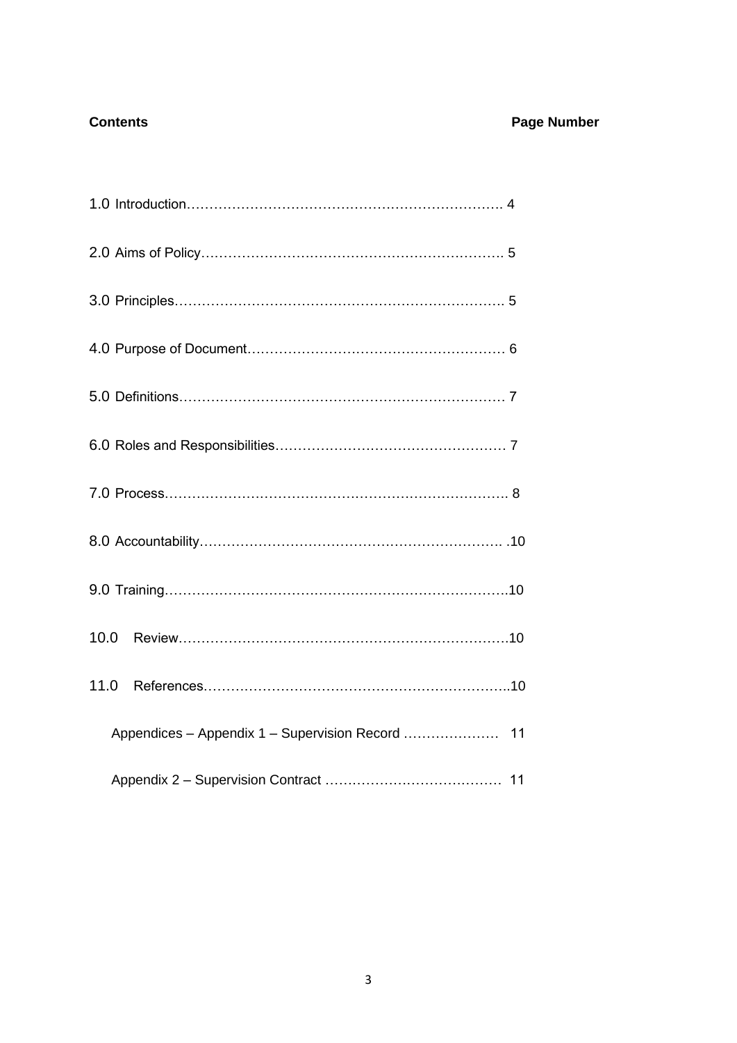| Contents | Page Number |
|---|---|
| 1.0 Introduction | 4 |
| 2.0 Aims of Policy | 5 |
| 3.0 Principles | 5 |
| 4.0 Purpose of Document | 6 |
| 5.0 Definitions | 7 |
| 6.0 Roles and Responsibilities | 7 |
| 7.0 Process | 8 |
| 8.0 Accountability | 10 |
| 9.0 Training | 10 |
| 10.0 Review | 10 |
| 11.0 References | 10 |
| Appendices – Appendix 1 – Supervision Record | 11 |
| Appendix 2 – Supervision Contract | 11 |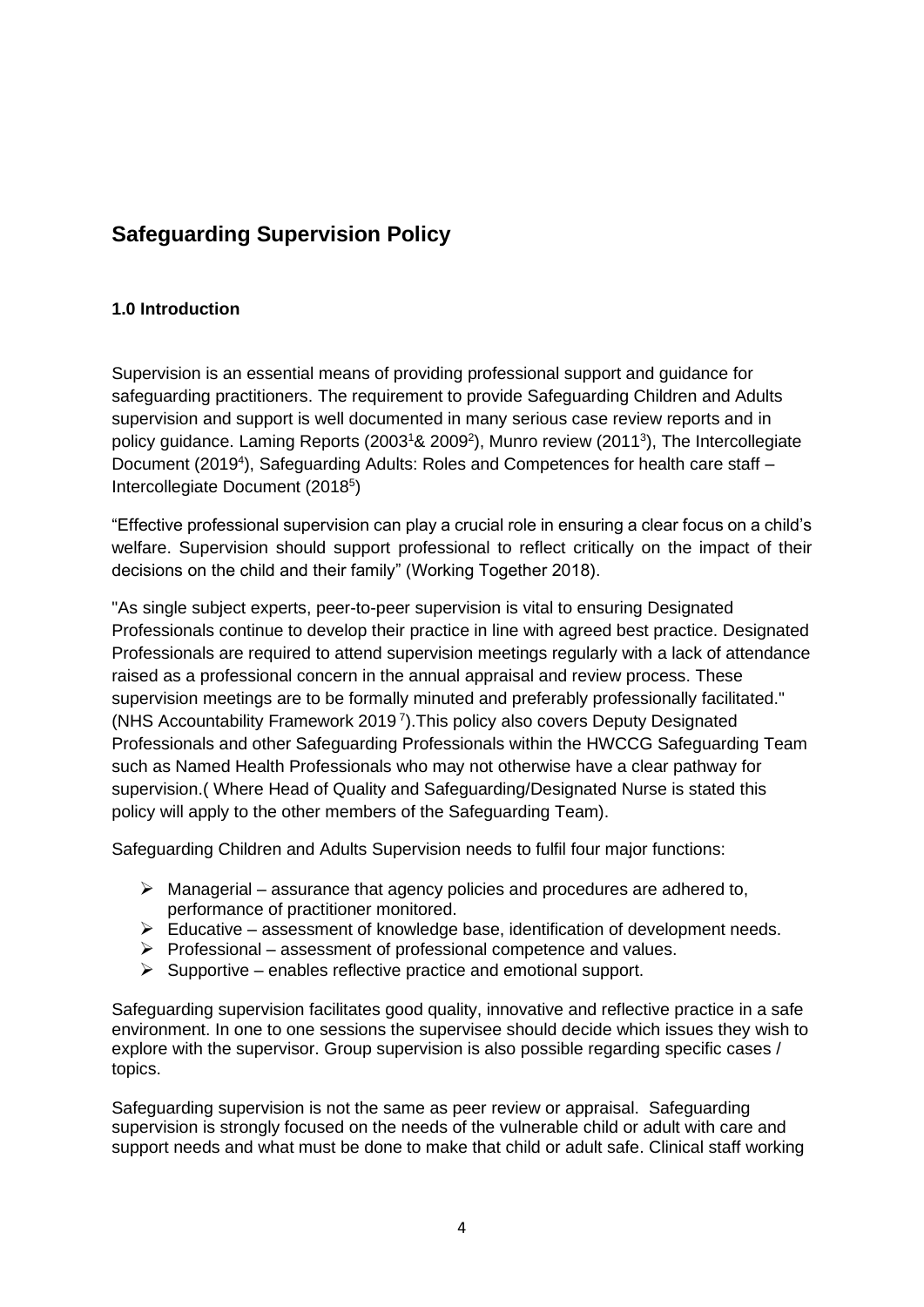# Safeguarding Supervision Policy

### 1.0 Introduction

Supervision is an essential means of providing professional support and guidance for safeguarding practitioners. The requirement to provide Safeguarding Children and Adults supervision and support is well documented in many serious case review reports and in policy guidance. Laming Reports (2003[1]& 2009[2]), Munro review (2011[3]), The Intercollegiate Document (2019[4]), Safeguarding Adults: Roles and Competences for health care staff – Intercollegiate Document (2018[5])

“Effective professional supervision can play a crucial role in ensuring a clear focus on a child’s welfare. Supervision should support professional to reflect critically on the impact of their decisions on the child and their family” (Working Together 2018).

"As single subject experts, peer-to-peer supervision is vital to ensuring Designated Professionals continue to develop their practice in line with agreed best practice. Designated Professionals are required to attend supervision meetings regularly with a lack of attendance raised as a professional concern in the annual appraisal and review process. These supervision meetings are to be formally minuted and preferably professionally facilitated." (NHS Accountability Framework 2019 [7]).This policy also covers Deputy Designated Professionals and other Safeguarding Professionals within the HWCCG Safeguarding Team such as Named Health Professionals who may not otherwise have a clear pathway for supervision.( Where Head of Quality and Safeguarding/Designated Nurse is stated this policy will apply to the other members of the Safeguarding Team).

Safeguarding Children and Adults Supervision needs to fulfil four major functions:

- Managerial – assurance that agency policies and procedures are adhered to, performance of practitioner monitored.
- Educative – assessment of knowledge base, identification of development needs.
- Professional – assessment of professional competence and values.
- Supportive – enables reflective practice and emotional support.

Safeguarding supervision facilitates good quality, innovative and reflective practice in a safe environment. In one to one sessions the supervisee should decide which issues they wish to explore with the supervisor. Group supervision is also possible regarding specific cases / topics.

Safeguarding supervision is not the same as peer review or appraisal. Safeguarding supervision is strongly focused on the needs of the vulnerable child or adult with care and support needs and what must be done to make that child or adult safe. Clinical staff working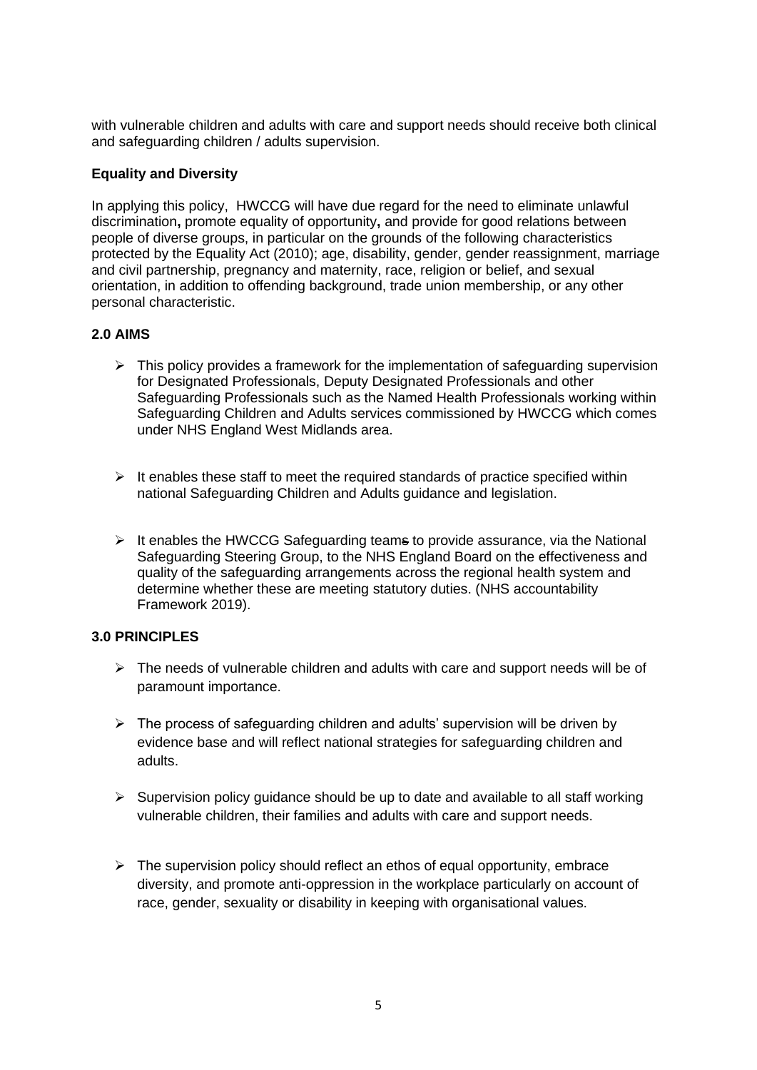with vulnerable children and adults with care and support needs should receive both clinical and safeguarding children / adults supervision.

**Equality and Diversity**

In applying this policy, HWCCG will have due regard for the need to eliminate unlawful discrimination**,** promote equality of opportunity**,** and provide for good relations between people of diverse groups, in particular on the grounds of the following characteristics protected by the Equality Act (2010); age, disability, gender, gender reassignment, marriage and civil partnership, pregnancy and maternity, race, religion or belief, and sexual orientation, in addition to offending background, trade union membership, or any other personal characteristic.

## 2.0 AIMS

- This policy provides a framework for the implementation of safeguarding supervision for Designated Professionals, Deputy Designated Professionals and other Safeguarding Professionals such as the Named Health Professionals working within Safeguarding Children and Adults services commissioned by HWCCG which comes under NHS England West Midlands area.
- It enables these staff to meet the required standards of practice specified within national Safeguarding Children and Adults guidance and legislation.
- It enables the HWCCG Safeguarding team~~s~~ to provide assurance, via the National Safeguarding Steering Group, to the NHS England Board on the effectiveness and quality of the safeguarding arrangements across the regional health system and determine whether these are meeting statutory duties. (NHS accountability Framework 2019).

## 3.0 PRINCIPLES

- The needs of vulnerable children and adults with care and support needs will be of paramount importance.
- The process of safeguarding children and adults' supervision will be driven by evidence base and will reflect national strategies for safeguarding children and adults.
- Supervision policy guidance should be up to date and available to all staff working vulnerable children, their families and adults with care and support needs.
- The supervision policy should reflect an ethos of equal opportunity, embrace diversity, and promote anti-oppression in the workplace particularly on account of race, gender, sexuality or disability in keeping with organisational values.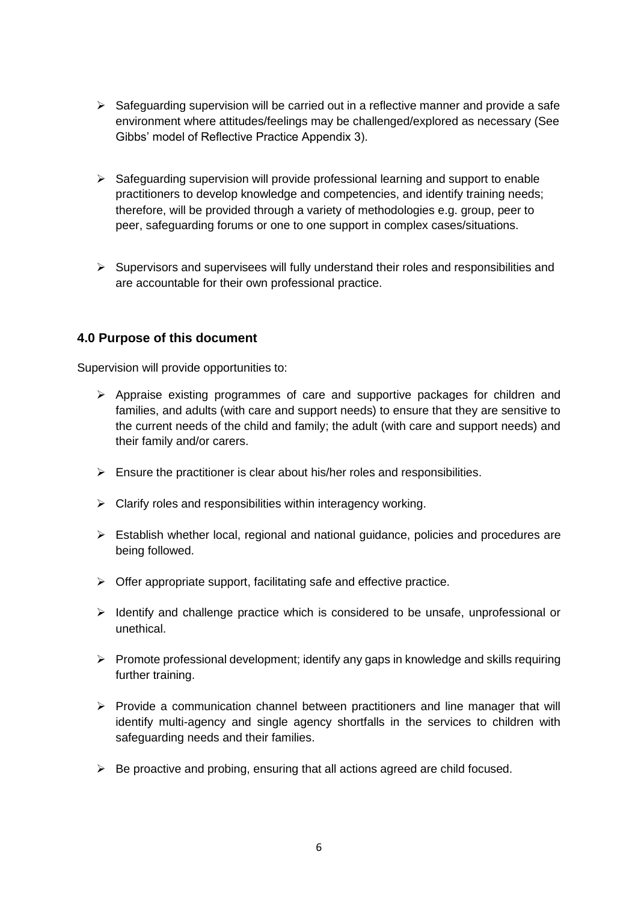- Safeguarding supervision will be carried out in a reflective manner and provide a safe environment where attitudes/feelings may be challenged/explored as necessary (See Gibbs' model of Reflective Practice Appendix 3).

- Safeguarding supervision will provide professional learning and support to enable practitioners to develop knowledge and competencies, and identify training needs; therefore, will be provided through a variety of methodologies e.g. group, peer to peer, safeguarding forums or one to one support in complex cases/situations.

- Supervisors and supervisees will fully understand their roles and responsibilities and are accountable for their own professional practice.

### 4.0 Purpose of this document

Supervision will provide opportunities to:

- Appraise existing programmes of care and supportive packages for children and families, and adults (with care and support needs) to ensure that they are sensitive to the current needs of the child and family; the adult (with care and support needs) and their family and/or carers.

- Ensure the practitioner is clear about his/her roles and responsibilities.

- Clarify roles and responsibilities within interagency working.

- Establish whether local, regional and national guidance, policies and procedures are being followed.

- Offer appropriate support, facilitating safe and effective practice.

- Identify and challenge practice which is considered to be unsafe, unprofessional or unethical.

- Promote professional development; identify any gaps in knowledge and skills requiring further training.

- Provide a communication channel between practitioners and line manager that will identify multi-agency and single agency shortfalls in the services to children with safeguarding needs and their families.

- Be proactive and probing, ensuring that all actions agreed are child focused.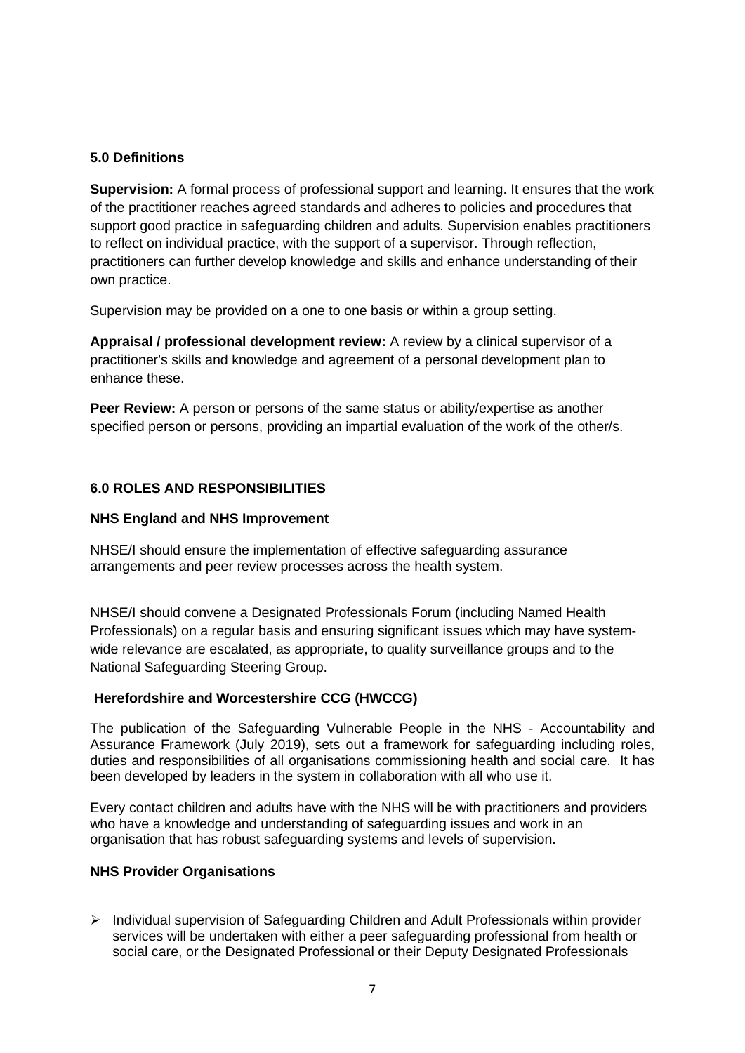### 5.0 Definitions

**Supervision:** A formal process of professional support and learning. It ensures that the work of the practitioner reaches agreed standards and adheres to policies and procedures that support good practice in safeguarding children and adults. Supervision enables practitioners to reflect on individual practice, with the support of a supervisor. Through reflection, practitioners can further develop knowledge and skills and enhance understanding of their own practice.

Supervision may be provided on a one to one basis or within a group setting.

**Appraisal / professional development review:** A review by a clinical supervisor of a practitioner's skills and knowledge and agreement of a personal development plan to enhance these.

**Peer Review:** A person or persons of the same status or ability/expertise as another specified person or persons, providing an impartial evaluation of the work of the other/s.

### 6.0 ROLES AND RESPONSIBILITIES

**NHS England and NHS Improvement**

NHSE/I should ensure the implementation of effective safeguarding assurance arrangements and peer review processes across the health system.

NHSE/I should convene a Designated Professionals Forum (including Named Health Professionals) on a regular basis and ensuring significant issues which may have system-wide relevance are escalated, as appropriate, to quality surveillance groups and to the National Safeguarding Steering Group.

**Herefordshire and Worcestershire CCG (HWCCG)**

The publication of the Safeguarding Vulnerable People in the NHS - Accountability and Assurance Framework (July 2019), sets out a framework for safeguarding including roles, duties and responsibilities of all organisations commissioning health and social care. It has been developed by leaders in the system in collaboration with all who use it.

Every contact children and adults have with the NHS will be with practitioners and providers who have a knowledge and understanding of safeguarding issues and work in an organisation that has robust safeguarding systems and levels of supervision.

**NHS Provider Organisations**

- Individual supervision of Safeguarding Children and Adult Professionals within provider services will be undertaken with either a peer safeguarding professional from health or social care, or the Designated Professional or their Deputy Designated Professionals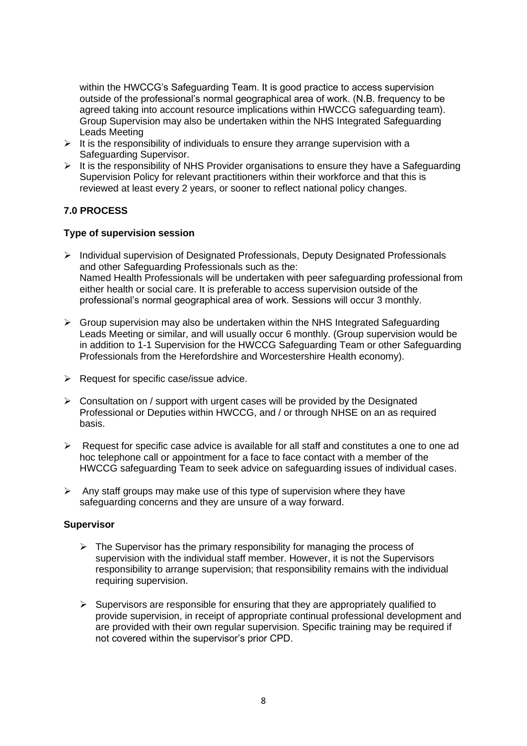within the HWCCG's Safeguarding Team. It is good practice to access supervision outside of the professional's normal geographical area of work. (N.B. frequency to be agreed taking into account resource implications within HWCCG safeguarding team). Group Supervision may also be undertaken within the NHS Integrated Safeguarding Leads Meeting

- It is the responsibility of individuals to ensure they arrange supervision with a Safeguarding Supervisor.
- It is the responsibility of NHS Provider organisations to ensure they have a Safeguarding Supervision Policy for relevant practitioners within their workforce and that this is reviewed at least every 2 years, or sooner to reflect national policy changes.

### 7.0 PROCESS

**Type of supervision session**

- Individual supervision of Designated Professionals, Deputy Designated Professionals and other Safeguarding Professionals such as the:
  Named Health Professionals will be undertaken with peer safeguarding professional from either health or social care. It is preferable to access supervision outside of the professional's normal geographical area of work. Sessions will occur 3 monthly.

- Group supervision may also be undertaken within the NHS Integrated Safeguarding Leads Meeting or similar, and will usually occur 6 monthly. (Group supervision would be in addition to 1-1 Supervision for the HWCCG Safeguarding Team or other Safeguarding Professionals from the Herefordshire and Worcestershire Health economy).

- Request for specific case/issue advice.

- Consultation on / support with urgent cases will be provided by the Designated Professional or Deputies within HWCCG, and / or through NHSE on an as required basis.

- Request for specific case advice is available for all staff and constitutes a one to one ad hoc telephone call or appointment for a face to face contact with a member of the HWCCG safeguarding Team to seek advice on safeguarding issues of individual cases.

- Any staff groups may make use of this type of supervision where they have safeguarding concerns and they are unsure of a way forward.

**Supervisor**

- The Supervisor has the primary responsibility for managing the process of supervision with the individual staff member. However, it is not the Supervisors responsibility to arrange supervision; that responsibility remains with the individual requiring supervision.

- Supervisors are responsible for ensuring that they are appropriately qualified to provide supervision, in receipt of appropriate continual professional development and are provided with their own regular supervision. Specific training may be required if not covered within the supervisor's prior CPD.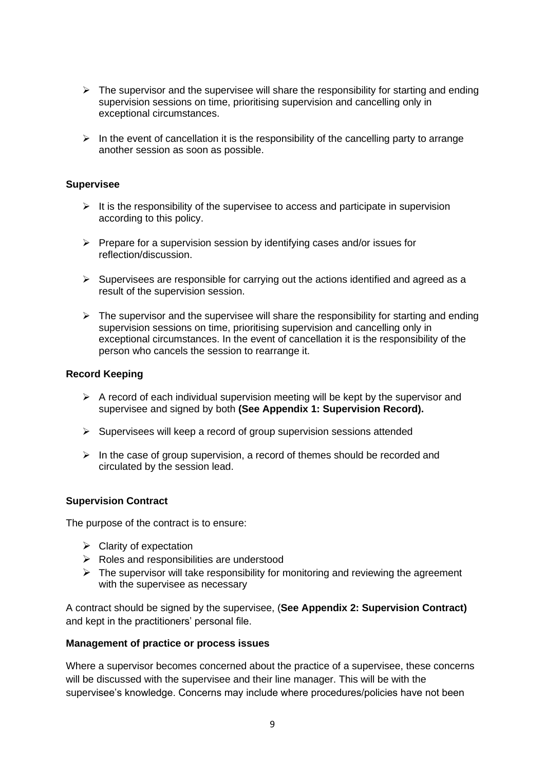- The supervisor and the supervisee will share the responsibility for starting and ending supervision sessions on time, prioritising supervision and cancelling only in exceptional circumstances.

- In the event of cancellation it is the responsibility of the cancelling party to arrange another session as soon as possible.

**Supervisee**

- It is the responsibility of the supervisee to access and participate in supervision according to this policy.

- Prepare for a supervision session by identifying cases and/or issues for reflection/discussion.

- Supervisees are responsible for carrying out the actions identified and agreed as a result of the supervision session.

- The supervisor and the supervisee will share the responsibility for starting and ending supervision sessions on time, prioritising supervision and cancelling only in exceptional circumstances. In the event of cancellation it is the responsibility of the person who cancels the session to rearrange it.

**Record Keeping**

- A record of each individual supervision meeting will be kept by the supervisor and supervisee and signed by both **(See Appendix 1: Supervision Record).**

- Supervisees will keep a record of group supervision sessions attended

- In the case of group supervision, a record of themes should be recorded and circulated by the session lead.

**Supervision Contract**

The purpose of the contract is to ensure:

- Clarity of expectation
- Roles and responsibilities are understood
- The supervisor will take responsibility for monitoring and reviewing the agreement with the supervisee as necessary

A contract should be signed by the supervisee, (**See Appendix 2: Supervision Contract)** and kept in the practitioners' personal file.

**Management of practice or process issues**

Where a supervisor becomes concerned about the practice of a supervisee, these concerns will be discussed with the supervisee and their line manager. This will be with the supervisee's knowledge. Concerns may include where procedures/policies have not been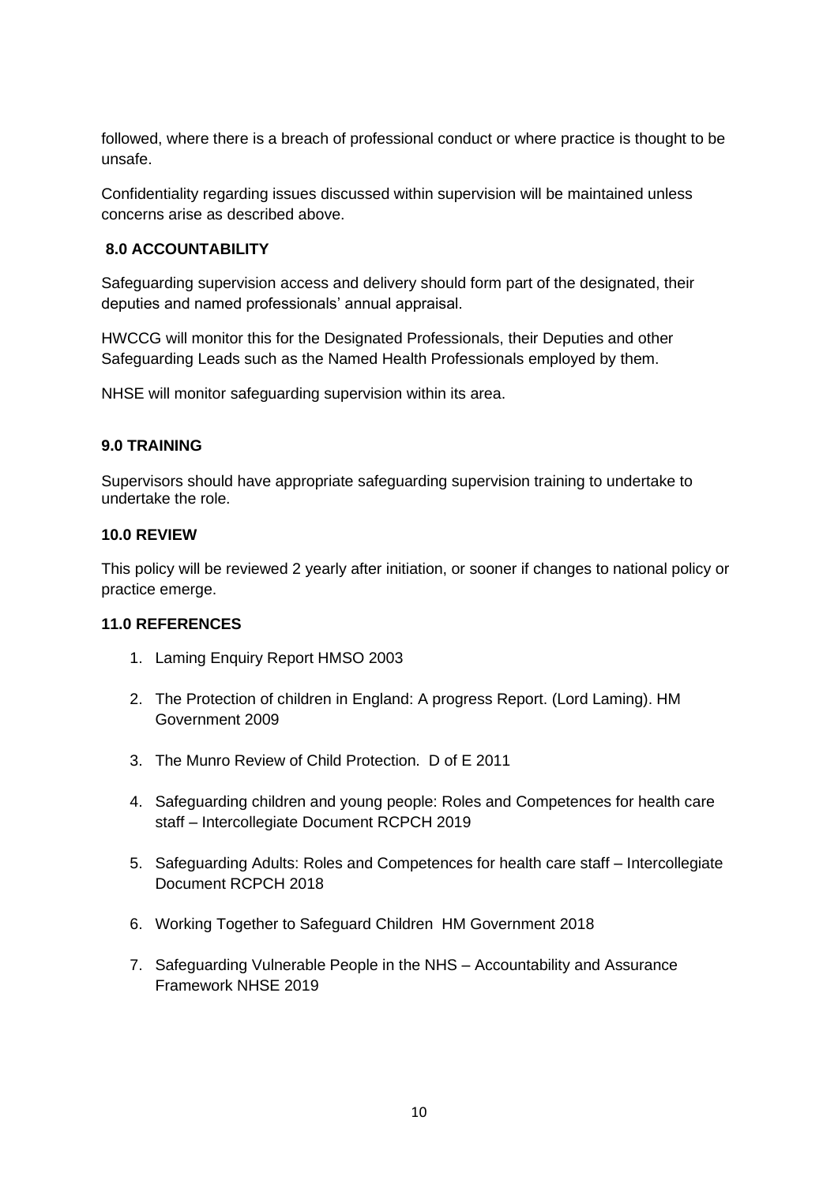followed, where there is a breach of professional conduct or where practice is thought to be unsafe.

Confidentiality regarding issues discussed within supervision will be maintained unless concerns arise as described above.

## 8.0 ACCOUNTABILITY

Safeguarding supervision access and delivery should form part of the designated, their deputies and named professionals' annual appraisal.

HWCCG will monitor this for the Designated Professionals, their Deputies and other Safeguarding Leads such as the Named Health Professionals employed by them.

NHSE will monitor safeguarding supervision within its area.

## 9.0 TRAINING

Supervisors should have appropriate safeguarding supervision training to undertake to undertake the role.

## 10.0 REVIEW

This policy will be reviewed 2 yearly after initiation, or sooner if changes to national policy or practice emerge.

## 11.0 REFERENCES

1. Laming Enquiry Report HMSO 2003
2. The Protection of children in England: A progress Report. (Lord Laming). HM Government 2009
3. The Munro Review of Child Protection. D of E 2011
4. Safeguarding children and young people: Roles and Competences for health care staff – Intercollegiate Document RCPCH 2019
5. Safeguarding Adults: Roles and Competences for health care staff – Intercollegiate Document RCPCH 2018
6. Working Together to Safeguard Children HM Government 2018
7. Safeguarding Vulnerable People in the NHS – Accountability and Assurance Framework NHSE 2019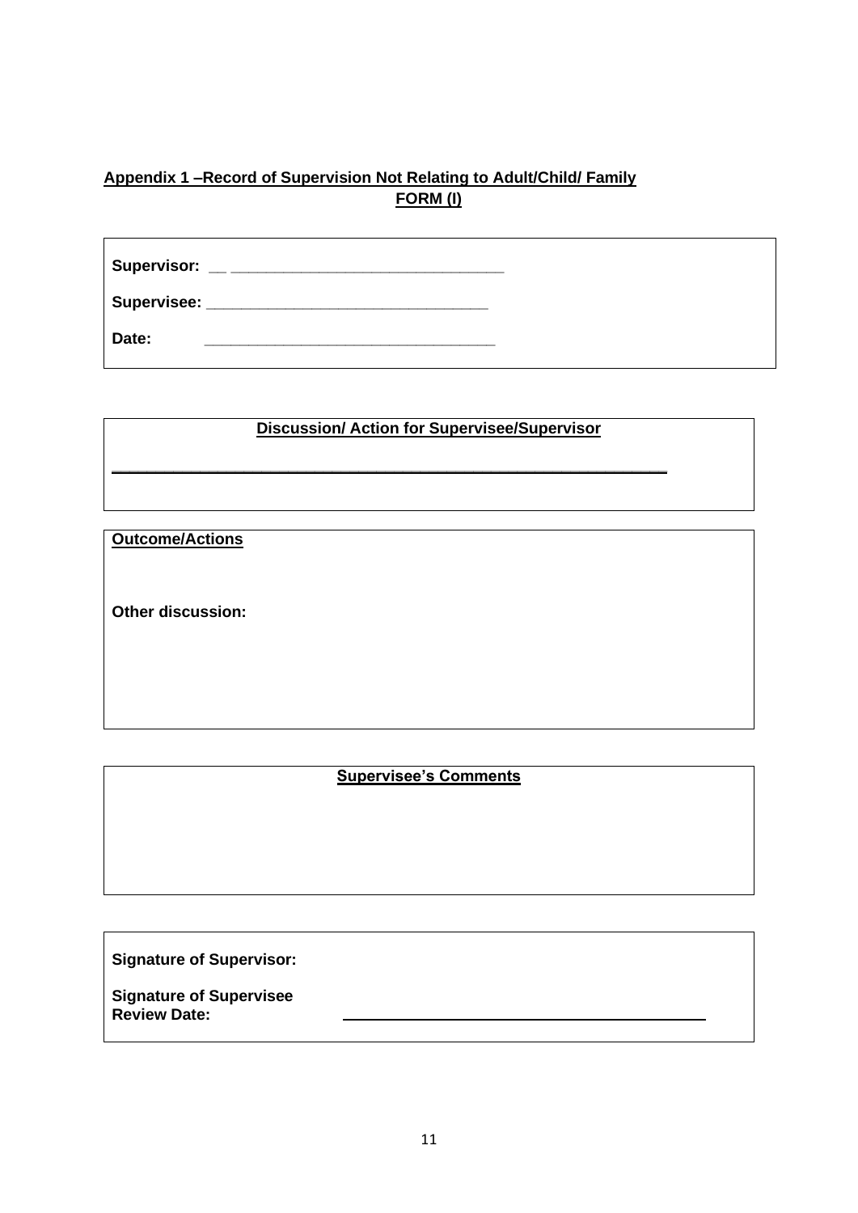**Appendix 1 –Record of Supervision Not Relating to Adult/Child/ Family**

**FORM (I)**

**Supervisor:** __ ______________________________

**Supervisee:** ______________________________

**Date:** ______________________________

**Discussion/ Action for Supervisee/Supervisor**

______________________________________________________________

**Outcome/Actions**

**Other discussion:**

**Supervisee's Comments**

**Signature of Supervisor:**

**Signature of Supervisee**

**Review Date:** ______________________________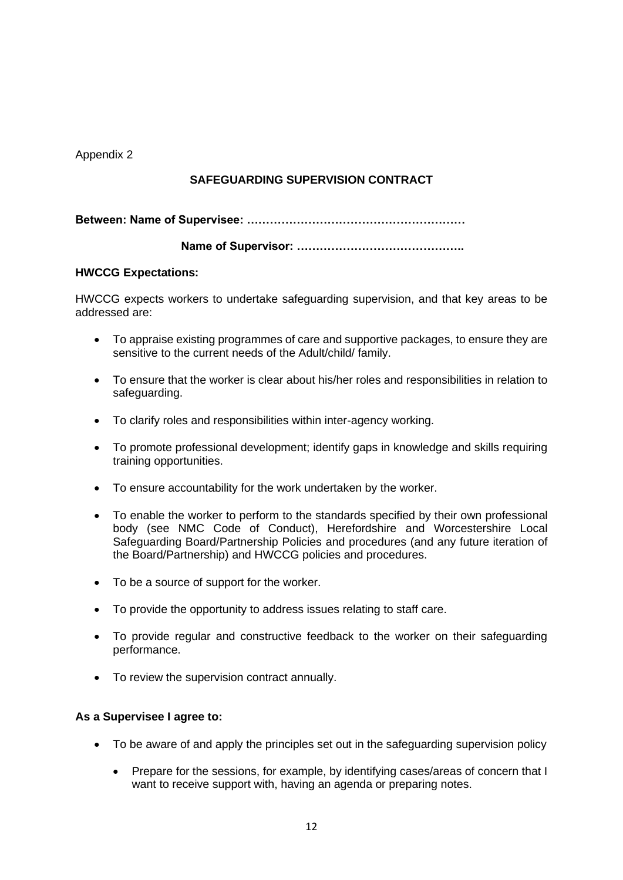Appendix 2

## SAFEGUARDING SUPERVISION CONTRACT

**Between: Name of Supervisee: …………………………………………………**

**Name of Supervisor: ……………………………………..**

**HWCCG Expectations:**

HWCCG expects workers to undertake safeguarding supervision, and that key areas to be addressed are:

- To appraise existing programmes of care and supportive packages, to ensure they are sensitive to the current needs of the Adult/child/ family.
- To ensure that the worker is clear about his/her roles and responsibilities in relation to safeguarding.
- To clarify roles and responsibilities within inter-agency working.
- To promote professional development; identify gaps in knowledge and skills requiring training opportunities.
- To ensure accountability for the work undertaken by the worker.
- To enable the worker to perform to the standards specified by their own professional body (see NMC Code of Conduct), Herefordshire and Worcestershire Local Safeguarding Board/Partnership Policies and procedures (and any future iteration of the Board/Partnership) and HWCCG policies and procedures.
- To be a source of support for the worker.
- To provide the opportunity to address issues relating to staff care.
- To provide regular and constructive feedback to the worker on their safeguarding performance.
- To review the supervision contract annually.

**As a Supervisee I agree to:**

- To be aware of and apply the principles set out in the safeguarding supervision policy
  - Prepare for the sessions, for example, by identifying cases/areas of concern that I want to receive support with, having an agenda or preparing notes.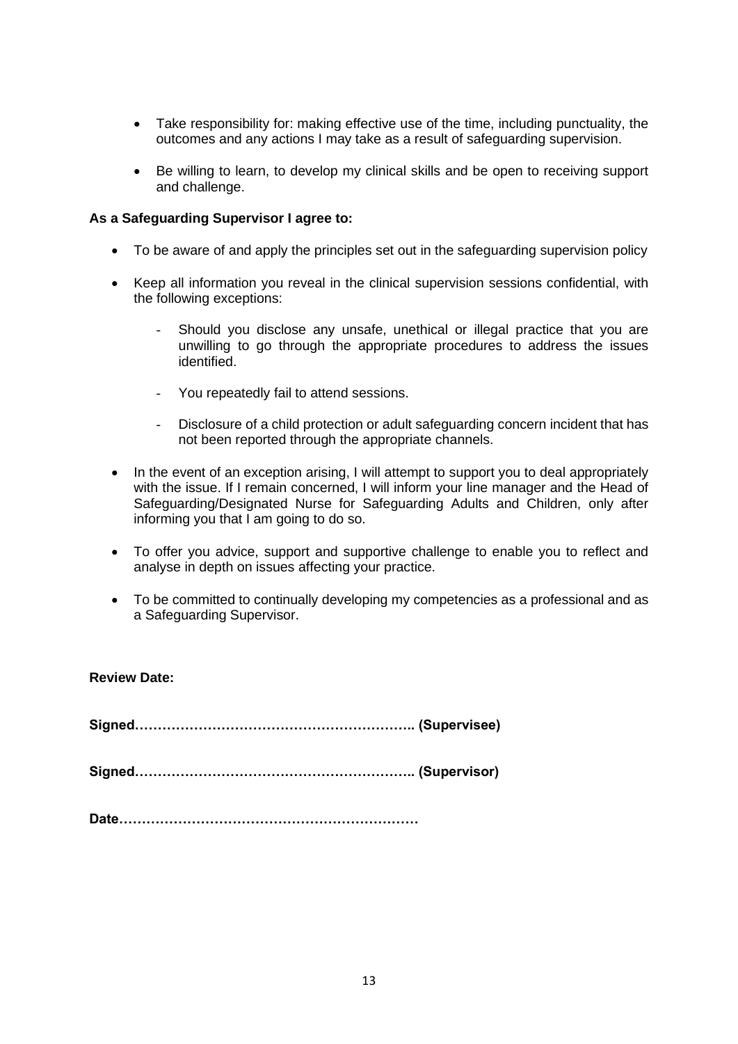- Take responsibility for: making effective use of the time, including punctuality, the outcomes and any actions I may take as a result of safeguarding supervision.
- Be willing to learn, to develop my clinical skills and be open to receiving support and challenge.

**As a Safeguarding Supervisor I agree to:**

- To be aware of and apply the principles set out in the safeguarding supervision policy
- Keep all information you reveal in the clinical supervision sessions confidential, with the following exceptions:
  - Should you disclose any unsafe, unethical or illegal practice that you are unwilling to go through the appropriate procedures to address the issues identified.
  - You repeatedly fail to attend sessions.
  - Disclosure of a child protection or adult safeguarding concern incident that has not been reported through the appropriate channels.
- In the event of an exception arising, I will attempt to support you to deal appropriately with the issue. If I remain concerned, I will inform your line manager and the Head of Safeguarding/Designated Nurse for Safeguarding Adults and Children, only after informing you that I am going to do so.
- To offer you advice, support and supportive challenge to enable you to reflect and analyse in depth on issues affecting your practice.
- To be committed to continually developing my competencies as a professional and as a Safeguarding Supervisor.

**Review Date:**

**Signed…………………………………………………….. (Supervisee)**

**Signed…………………………………………………….. (Supervisor)**

**Date…………………………………………………………**